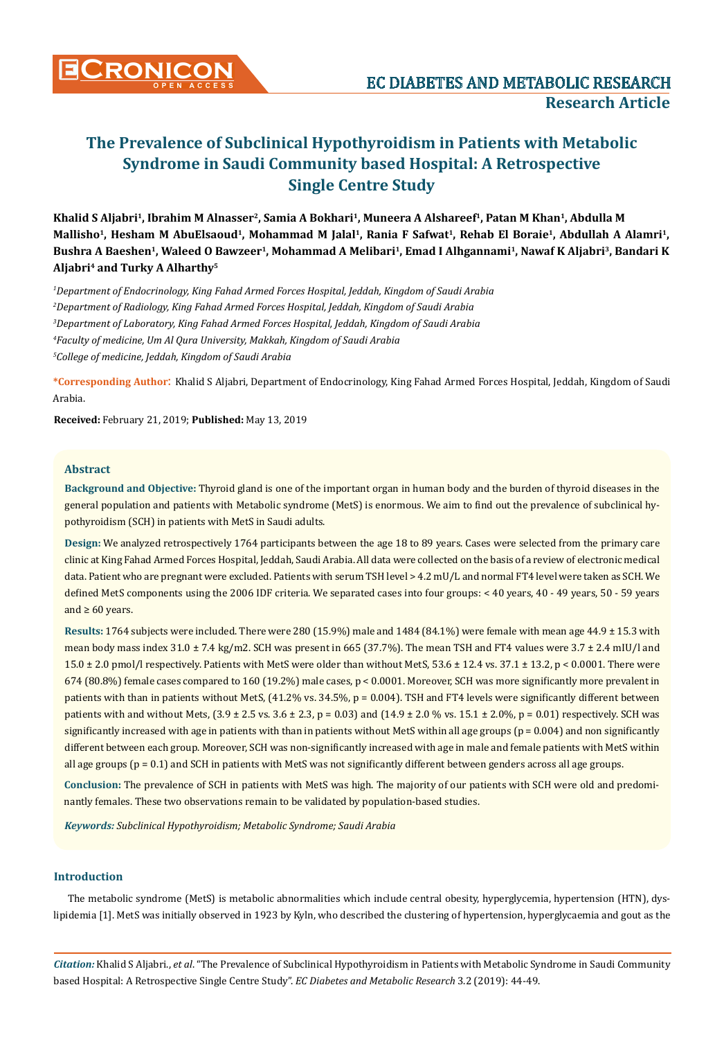# The Prevalence of Subclinical Hypothyroidism in Patients with Metabolic Syndrome in Saudi Community based Hospital: A Retrospective Single Centre Study

**Khalid S Aljabri[1], Ibrahim M Alnasser[2], Samia A Bokhari[1], Muneera A Alshareef[1], Patan M Khan[1], Abdulla M Mallisho[1], Hesham M AbuElsaoud[1], Mohammad M Jalal[1], Rania F Safwat[1], Rehab El Boraie[1], Abdullah A Alamri[1], Bushra A Baeshen[1], Waleed O Bawzeer[1], Mohammad A Melibari[1], Emad I Alhgannami[1], Nawaf K Aljabri[3], Bandari K Aljabri[4] and Turky A Alharthy[5]**

[1]*Department of Endocrinology, King Fahad Armed Forces Hospital, Jeddah, Kingdom of Saudi Arabia*

[2]*Department of Radiology, King Fahad Armed Forces Hospital, Jeddah, Kingdom of Saudi Arabia*

[3]*Department of Laboratory, King Fahad Armed Forces Hospital, Jeddah, Kingdom of Saudi Arabia*

[4]*Faculty of medicine, Um Al Qura University, Makkah, Kingdom of Saudi Arabia*

[5]*College of medicine, Jeddah, Kingdom of Saudi Arabia*

**\*Corresponding Author:** Khalid S Aljabri, Department of Endocrinology, King Fahad Armed Forces Hospital, Jeddah, Kingdom of Saudi Arabia.

**Received:** February 21, 2019; **Published:** May 13, 2019

## Abstract

**Background and Objective:** Thyroid gland is one of the important organ in human body and the burden of thyroid diseases in the general population and patients with Metabolic syndrome (MetS) is enormous. We aim to find out the prevalence of subclinical hypothyroidism (SCH) in patients with MetS in Saudi adults.

**Design:** We analyzed retrospectively 1764 participants between the age 18 to 89 years. Cases were selected from the primary care clinic at King Fahad Armed Forces Hospital, Jeddah, Saudi Arabia. All data were collected on the basis of a review of electronic medical data. Patient who are pregnant were excluded. Patients with serum TSH level > 4.2 mU/L and normal FT4 level were taken as SCH. We defined MetS components using the 2006 IDF criteria. We separated cases into four groups: < 40 years, 40 - 49 years, 50 - 59 years and ≥ 60 years.

**Results:** 1764 subjects were included. There were 280 (15.9%) male and 1484 (84.1%) were female with mean age 44.9 ± 15.3 with mean body mass index 31.0 ± 7.4 kg/m2. SCH was present in 665 (37.7%). The mean TSH and FT4 values were 3.7 ± 2.4 mIU/l and 15.0 ± 2.0 pmol/l respectively. Patients with MetS were older than without MetS, 53.6 ± 12.4 vs. 37.1 ± 13.2, p < 0.0001. There were 674 (80.8%) female cases compared to 160 (19.2%) male cases, p < 0.0001. Moreover, SCH was more significantly more prevalent in patients with than in patients without MetS, (41.2% vs. 34.5%, p = 0.004). TSH and FT4 levels were significantly different between patients with and without Mets, (3.9 ± 2.5 vs. 3.6 ± 2.3, p = 0.03) and (14.9 ± 2.0 % vs. 15.1 ± 2.0%, p = 0.01) respectively. SCH was significantly increased with age in patients with than in patients without MetS within all age groups (p = 0.004) and non significantly different between each group. Moreover, SCH was non-significantly increased with age in male and female patients with MetS within all age groups (p = 0.1) and SCH in patients with MetS was not significantly different between genders across all age groups.

**Conclusion:** The prevalence of SCH in patients with MetS was high. The majority of our patients with SCH were old and predominantly females. These two observations remain to be validated by population-based studies.

***Keywords:*** *Subclinical Hypothyroidism; Metabolic Syndrome; Saudi Arabia*

## Introduction

The metabolic syndrome (MetS) is metabolic abnormalities which include central obesity, hyperglycemia, hypertension (HTN), dyslipidemia [1]. MetS was initially observed in 1923 by Kyln, who described the clustering of hypertension, hyperglycaemia and gout as the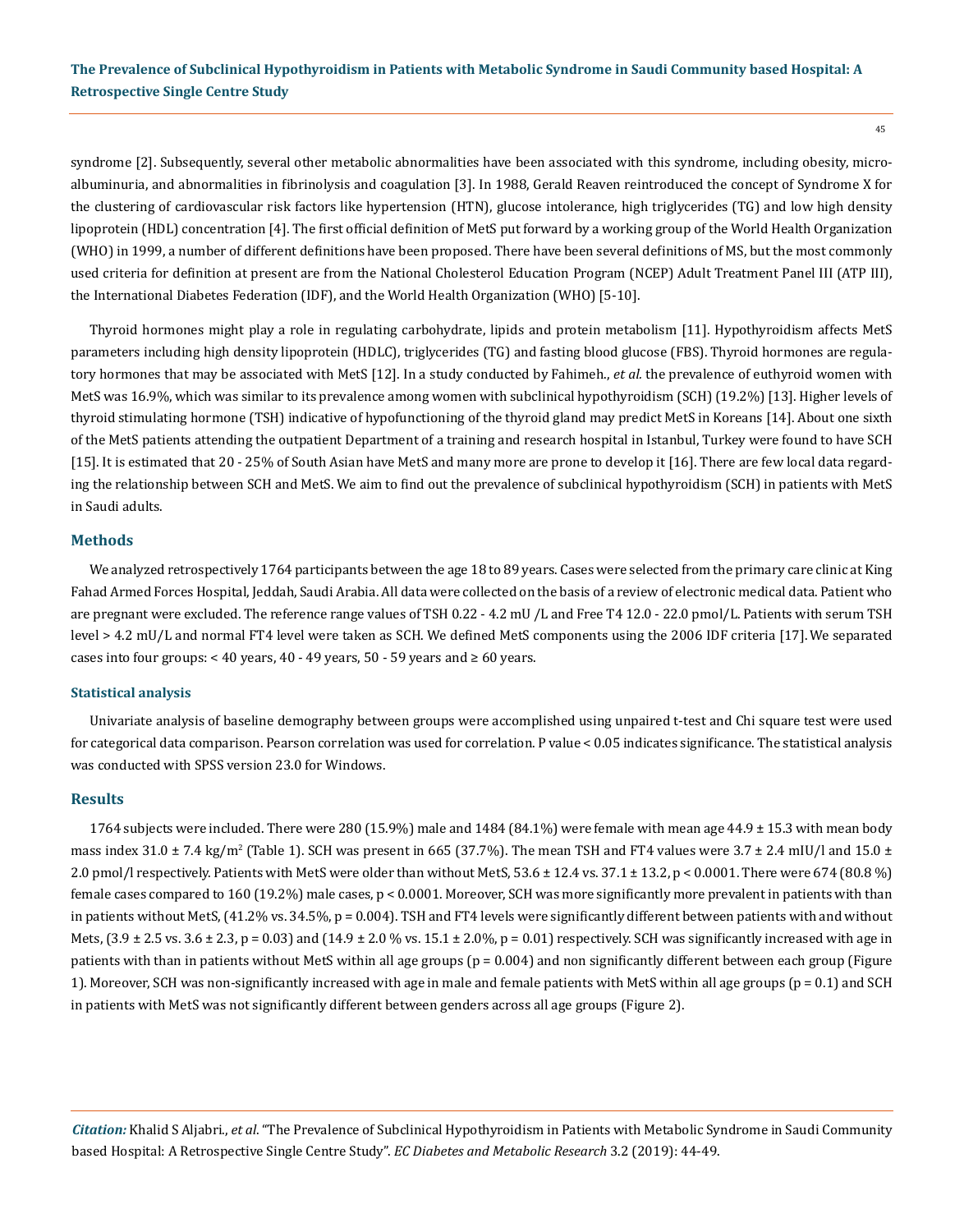syndrome [2]. Subsequently, several other metabolic abnormalities have been associated with this syndrome, including obesity, microalbuminuria, and abnormalities in fibrinolysis and coagulation [3]. In 1988, Gerald Reaven reintroduced the concept of Syndrome X for the clustering of cardiovascular risk factors like hypertension (HTN), glucose intolerance, high triglycerides (TG) and low high density lipoprotein (HDL) concentration [4]. The first official definition of MetS put forward by a working group of the World Health Organization (WHO) in 1999, a number of different definitions have been proposed. There have been several definitions of MS, but the most commonly used criteria for definition at present are from the National Cholesterol Education Program (NCEP) Adult Treatment Panel III (ATP III), the International Diabetes Federation (IDF), and the World Health Organization (WHO) [5-10].

Thyroid hormones might play a role in regulating carbohydrate, lipids and protein metabolism [11]. Hypothyroidism affects MetS parameters including high density lipoprotein (HDLC), triglycerides (TG) and fasting blood glucose (FBS). Thyroid hormones are regulatory hormones that may be associated with MetS [12]. In a study conducted by Fahimeh., *et al.* the prevalence of euthyroid women with MetS was 16.9%, which was similar to its prevalence among women with subclinical hypothyroidism (SCH) (19.2%) [13]. Higher levels of thyroid stimulating hormone (TSH) indicative of hypofunctioning of the thyroid gland may predict MetS in Koreans [14]. About one sixth of the MetS patients attending the outpatient Department of a training and research hospital in Istanbul, Turkey were found to have SCH [15]. It is estimated that 20 - 25% of South Asian have MetS and many more are prone to develop it [16]. There are few local data regarding the relationship between SCH and MetS. We aim to find out the prevalence of subclinical hypothyroidism (SCH) in patients with MetS in Saudi adults.

## Methods

We analyzed retrospectively 1764 participants between the age 18 to 89 years. Cases were selected from the primary care clinic at King Fahad Armed Forces Hospital, Jeddah, Saudi Arabia. All data were collected on the basis of a review of electronic medical data. Patient who are pregnant were excluded. The reference range values of TSH 0.22 - 4.2 mU /L and Free T4 12.0 - 22.0 pmol/L. Patients with serum TSH level > 4.2 mU/L and normal FT4 level were taken as SCH. We defined MetS components using the 2006 IDF criteria [17]. We separated cases into four groups: < 40 years, 40 - 49 years, 50 - 59 years and ≥ 60 years.

### Statistical analysis

Univariate analysis of baseline demography between groups were accomplished using unpaired t-test and Chi square test were used for categorical data comparison. Pearson correlation was used for correlation. P value < 0.05 indicates significance. The statistical analysis was conducted with SPSS version 23.0 for Windows.

## Results

1764 subjects were included. There were 280 (15.9%) male and 1484 (84.1%) were female with mean age 44.9 ± 15.3 with mean body mass index 31.0 ± 7.4 kg/m$^2$ (Table 1). SCH was present in 665 (37.7%). The mean TSH and FT4 values were 3.7 ± 2.4 mIU/l and 15.0 ± 2.0 pmol/l respectively. Patients with MetS were older than without MetS, 53.6 ± 12.4 vs. 37.1 ± 13.2, p < 0.0001. There were 674 (80.8 %) female cases compared to 160 (19.2%) male cases, p < 0.0001. Moreover, SCH was more significantly more prevalent in patients with than in patients without MetS, (41.2% vs. 34.5%, p = 0.004). TSH and FT4 levels were significantly different between patients with and without Mets, (3.9 ± 2.5 vs. 3.6 ± 2.3, p = 0.03) and (14.9 ± 2.0 % vs. 15.1 ± 2.0%, p = 0.01) respectively. SCH was significantly increased with age in patients with than in patients without MetS within all age groups (p = 0.004) and non significantly different between each group (Figure 1). Moreover, SCH was non-significantly increased with age in male and female patients with MetS within all age groups (p = 0.1) and SCH in patients with MetS was not significantly different between genders across all age groups (Figure 2).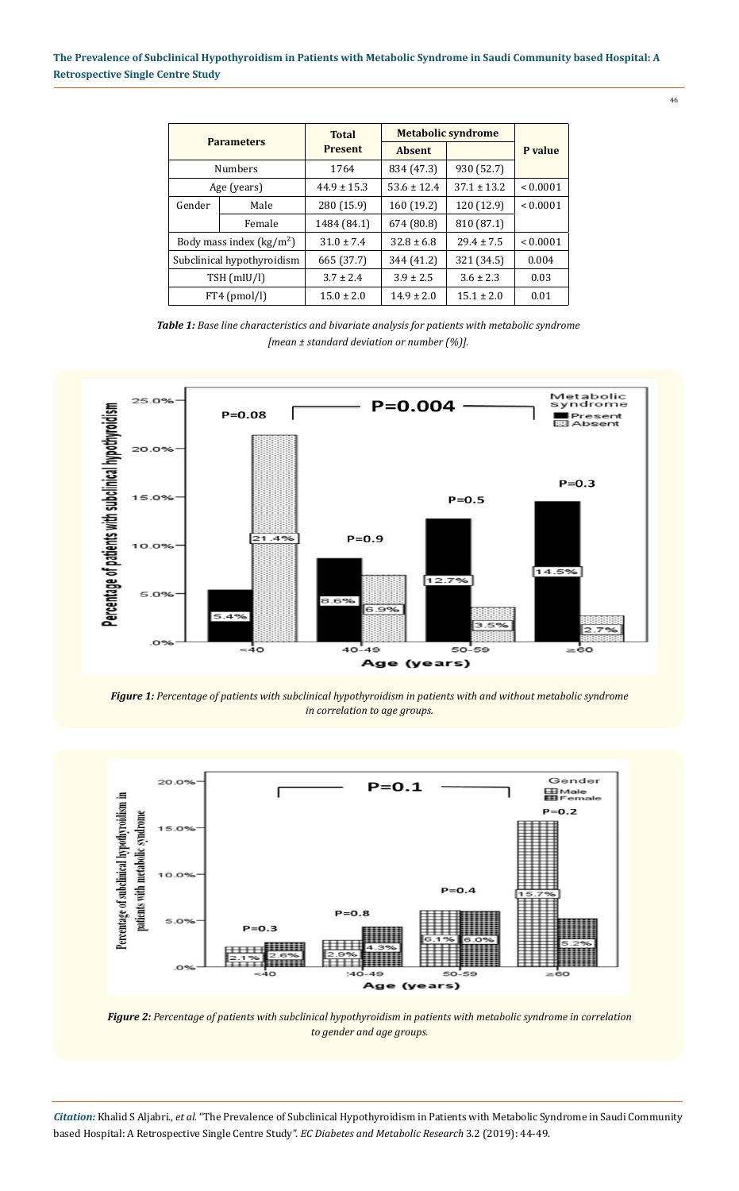| Parameters | | Total Present | Metabolic syndrome | | P value |
|---|---|---|---|---|---|
| | | | Absent | | |
| Numbers | | 1764 | 834 (47.3) | 930 (52.7) | |
| Age (years) | | 44.9 ± 15.3 | 53.6 ± 12.4 | 37.1 ± 13.2 | < 0.0001 |
| Gender | Male | 280 (15.9) | 160 (19.2) | 120 (12.9) | < 0.0001 |
| | Female | 1484 (84.1) | 674 (80.8) | 810 (87.1) | |
| Body mass index (kg/m$^2$) | | 31.0 ± 7.4 | 32.8 ± 6.8 | 29.4 ± 7.5 | < 0.0001 |
| Subclinical hypothyroidism | | 665 (37.7) | 344 (41.2) | 321 (34.5) | 0.004 |
| TSH (mIU/l) | | 3.7 ± 2.4 | 3.9 ± 2.5 | 3.6 ± 2.3 | 0.03 |
| FT4 (pmol/l) | | 15.0 ± 2.0 | 14.9 ± 2.0 | 15.1 ± 2.0 | 0.01 |

***Table 1:*** *Base line characteristics and bivariate analysis for patients with metabolic syndrome [mean ± standard deviation or number (%)].*

***Figure 1:*** *Percentage of patients with subclinical hypothyroidism in patients with and without metabolic syndrome in correlation to age groups.*

***Figure 2:*** *Percentage of patients with subclinical hypothyroidism in patients with metabolic syndrome in correlation to gender and age groups.*

***Citation:*** Khalid S Aljabri., *et al.* "The Prevalence of Subclinical Hypothyroidism in Patients with Metabolic Syndrome in Saudi Community based Hospital: A Retrospective Single Centre Study". *EC Diabetes and Metabolic Research* 3.2 (2019): 44-49.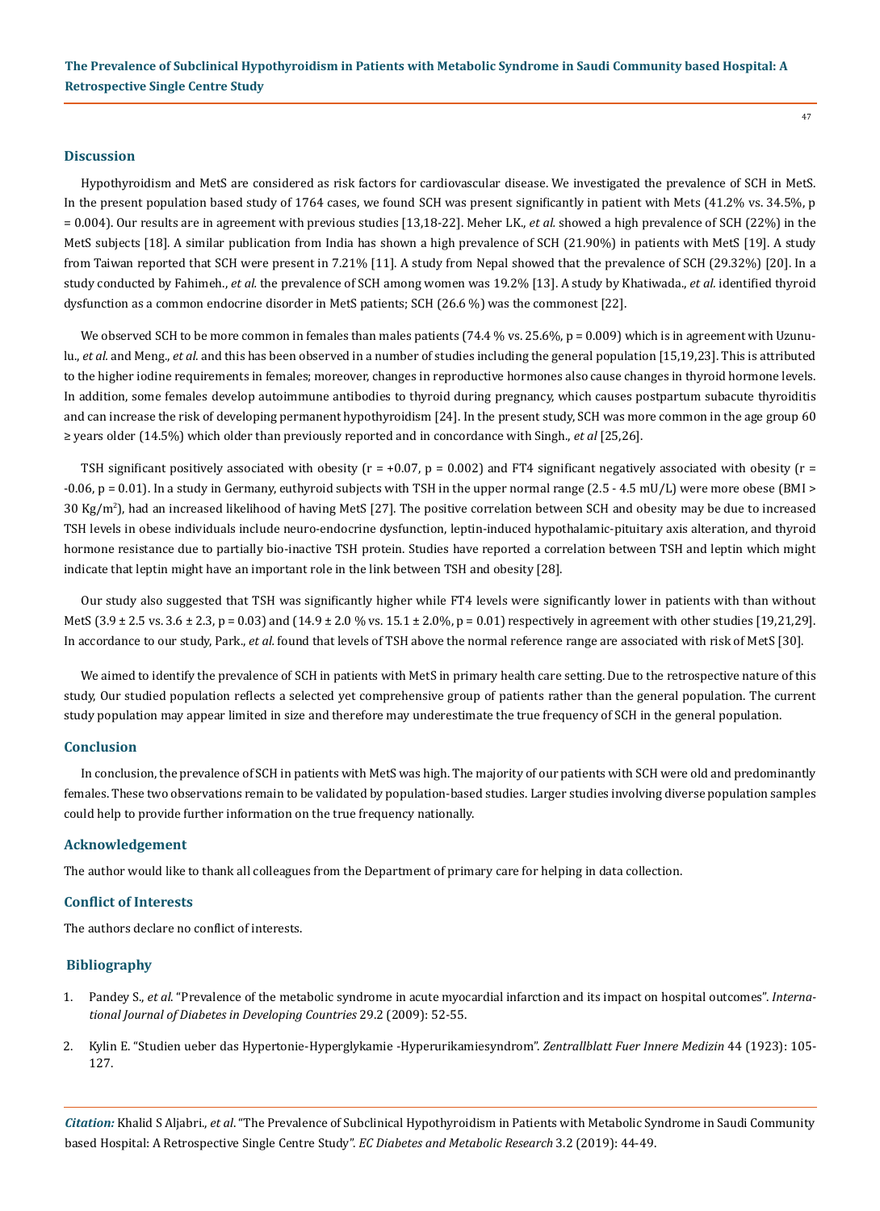## Discussion

Hypothyroidism and MetS are considered as risk factors for cardiovascular disease. We investigated the prevalence of SCH in MetS. In the present population based study of 1764 cases, we found SCH was present significantly in patient with Mets (41.2% vs. 34.5%, p = 0.004). Our results are in agreement with previous studies [13,18-22]. Meher LK., *et al.* showed a high prevalence of SCH (22%) in the MetS subjects [18]. A similar publication from India has shown a high prevalence of SCH (21.90%) in patients with MetS [19]. A study from Taiwan reported that SCH were present in 7.21% [11]. A study from Nepal showed that the prevalence of SCH (29.32%) [20]. In a study conducted by Fahimeh., *et al.* the prevalence of SCH among women was 19.2% [13]. A study by Khatiwada., *et al.* identified thyroid dysfunction as a common endocrine disorder in MetS patients; SCH (26.6 %) was the commonest [22].

We observed SCH to be more common in females than males patients (74.4 % vs. 25.6%, p = 0.009) which is in agreement with Uzunulu., *et al.* and Meng., *et al.* and this has been observed in a number of studies including the general population [15,19,23]. This is attributed to the higher iodine requirements in females; moreover, changes in reproductive hormones also cause changes in thyroid hormone levels. In addition, some females develop autoimmune antibodies to thyroid during pregnancy, which causes postpartum subacute thyroiditis and can increase the risk of developing permanent hypothyroidism [24]. In the present study, SCH was more common in the age group 60 ≥ years older (14.5%) which older than previously reported and in concordance with Singh., *et al* [25,26].

TSH significant positively associated with obesity (r = +0.07, p = 0.002) and FT4 significant negatively associated with obesity (r = -0.06, p = 0.01). In a study in Germany, euthyroid subjects with TSH in the upper normal range (2.5 - 4.5 mU/L) were more obese (BMI > 30 Kg/m$^2$), had an increased likelihood of having MetS [27]. The positive correlation between SCH and obesity may be due to increased TSH levels in obese individuals include neuro-endocrine dysfunction, leptin-induced hypothalamic-pituitary axis alteration, and thyroid hormone resistance due to partially bio-inactive TSH protein. Studies have reported a correlation between TSH and leptin which might indicate that leptin might have an important role in the link between TSH and obesity [28].

Our study also suggested that TSH was significantly higher while FT4 levels were significantly lower in patients with than without MetS (3.9 ± 2.5 vs. 3.6 ± 2.3, p = 0.03) and (14.9 ± 2.0 % vs. 15.1 ± 2.0%, p = 0.01) respectively in agreement with other studies [19,21,29]. In accordance to our study, Park., *et al.* found that levels of TSH above the normal reference range are associated with risk of MetS [30].

We aimed to identify the prevalence of SCH in patients with MetS in primary health care setting. Due to the retrospective nature of this study, Our studied population reflects a selected yet comprehensive group of patients rather than the general population. The current study population may appear limited in size and therefore may underestimate the true frequency of SCH in the general population.

## Conclusion

In conclusion, the prevalence of SCH in patients with MetS was high. The majority of our patients with SCH were old and predominantly females. These two observations remain to be validated by population-based studies. Larger studies involving diverse population samples could help to provide further information on the true frequency nationally.

## Acknowledgement

The author would like to thank all colleagues from the Department of primary care for helping in data collection.

## Conflict of Interests

The authors declare no conflict of interests.

## Bibliography

1. Pandey S., *et al.* "Prevalence of the metabolic syndrome in acute myocardial infarction and its impact on hospital outcomes". *International Journal of Diabetes in Developing Countries* 29.2 (2009): 52-55.
2. Kylin E. "Studien ueber das Hypertonie-Hyperglykamie -Hyperurikamiesyndrom". *Zentrallblatt Fuer Innere Medizin* 44 (1923): 105-127.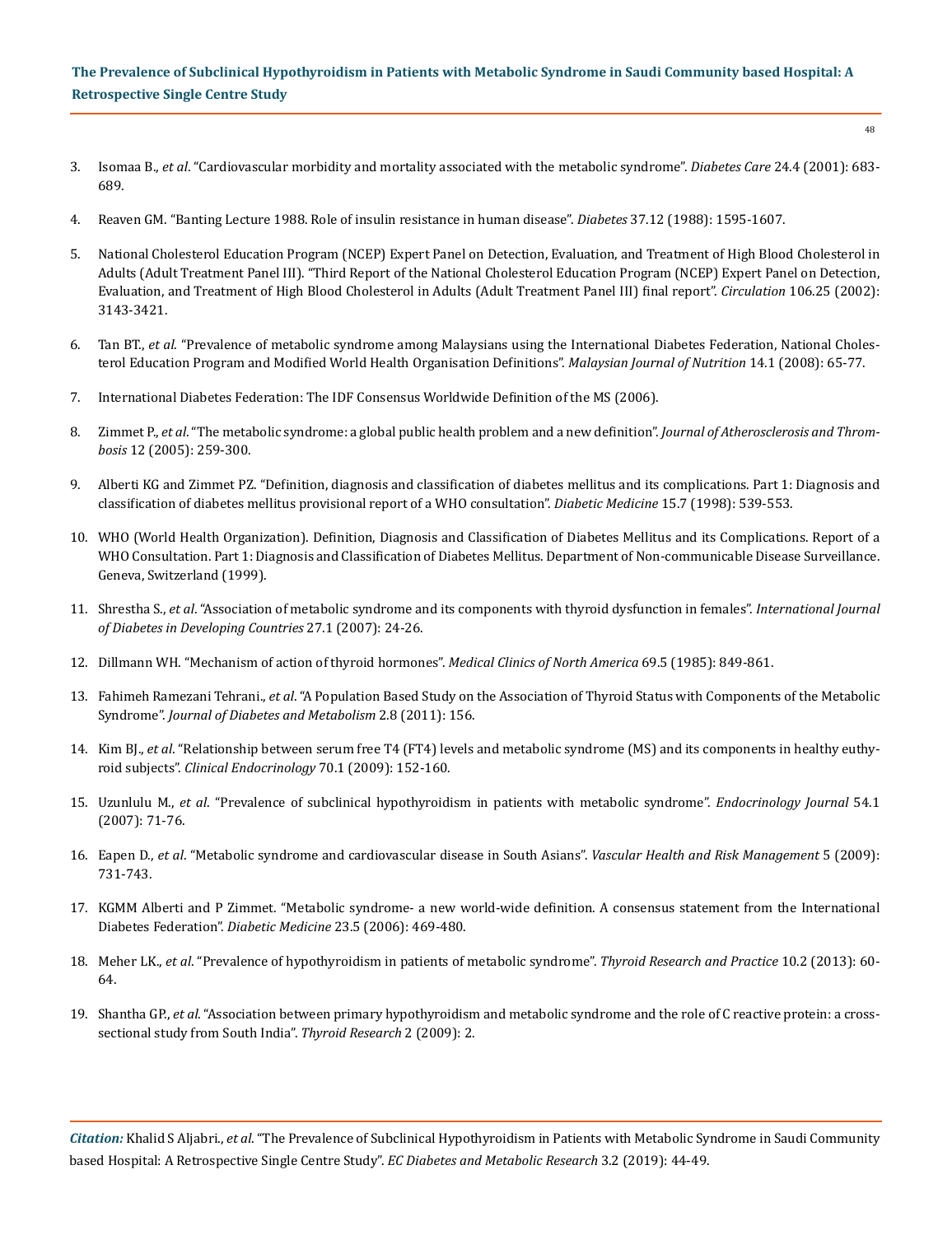3. Isomaa B., *et al*. "Cardiovascular morbidity and mortality associated with the metabolic syndrome". *Diabetes Care* 24.4 (2001): 683-689.

4. Reaven GM. "Banting Lecture 1988. Role of insulin resistance in human disease". *Diabetes* 37.12 (1988): 1595-1607.

5. National Cholesterol Education Program (NCEP) Expert Panel on Detection, Evaluation, and Treatment of High Blood Cholesterol in Adults (Adult Treatment Panel III). "Third Report of the National Cholesterol Education Program (NCEP) Expert Panel on Detection, Evaluation, and Treatment of High Blood Cholesterol in Adults (Adult Treatment Panel III) final report". *Circulation* 106.25 (2002): 3143-3421.

6. Tan BT., *et al*. "Prevalence of metabolic syndrome among Malaysians using the International Diabetes Federation, National Cholesterol Education Program and Modified World Health Organisation Definitions". *Malaysian Journal of Nutrition* 14.1 (2008): 65-77.

7. International Diabetes Federation: The IDF Consensus Worldwide Definition of the MS (2006).

8. Zimmet P., *et al*. "The metabolic syndrome: a global public health problem and a new definition". *Journal of Atherosclerosis and Thrombosis* 12 (2005): 259-300.

9. Alberti KG and Zimmet PZ. "Definition, diagnosis and classification of diabetes mellitus and its complications. Part 1: Diagnosis and classification of diabetes mellitus provisional report of a WHO consultation". *Diabetic Medicine* 15.7 (1998): 539-553.

10. WHO (World Health Organization). Definition, Diagnosis and Classification of Diabetes Mellitus and its Complications. Report of a WHO Consultation. Part 1: Diagnosis and Classification of Diabetes Mellitus. Department of Non-communicable Disease Surveillance. Geneva, Switzerland (1999).

11. Shrestha S., *et al*. "Association of metabolic syndrome and its components with thyroid dysfunction in females". *International Journal of Diabetes in Developing Countries* 27.1 (2007): 24-26.

12. Dillmann WH. "Mechanism of action of thyroid hormones". *Medical Clinics of North America* 69.5 (1985): 849-861.

13. Fahimeh Ramezani Tehrani., *et al*. "A Population Based Study on the Association of Thyroid Status with Components of the Metabolic Syndrome". *Journal of Diabetes and Metabolism* 2.8 (2011): 156.

14. Kim BJ., *et al*. "Relationship between serum free T4 (FT4) levels and metabolic syndrome (MS) and its components in healthy euthyroid subjects". *Clinical Endocrinology* 70.1 (2009): 152-160.

15. Uzunlulu M., *et al*. "Prevalence of subclinical hypothyroidism in patients with metabolic syndrome". *Endocrinology Journal* 54.1 (2007): 71-76.

16. Eapen D., *et al*. "Metabolic syndrome and cardiovascular disease in South Asians". *Vascular Health and Risk Management* 5 (2009): 731-743.

17. KGMM Alberti and P Zimmet. "Metabolic syndrome- a new world-wide definition. A consensus statement from the International Diabetes Federation". *Diabetic Medicine* 23.5 (2006): 469-480.

18. Meher LK., *et al*. "Prevalence of hypothyroidism in patients of metabolic syndrome". *Thyroid Research and Practice* 10.2 (2013): 60-64.

19. Shantha GP., *et al*. "Association between primary hypothyroidism and metabolic syndrome and the role of C reactive protein: a cross-sectional study from South India". *Thyroid Research* 2 (2009): 2.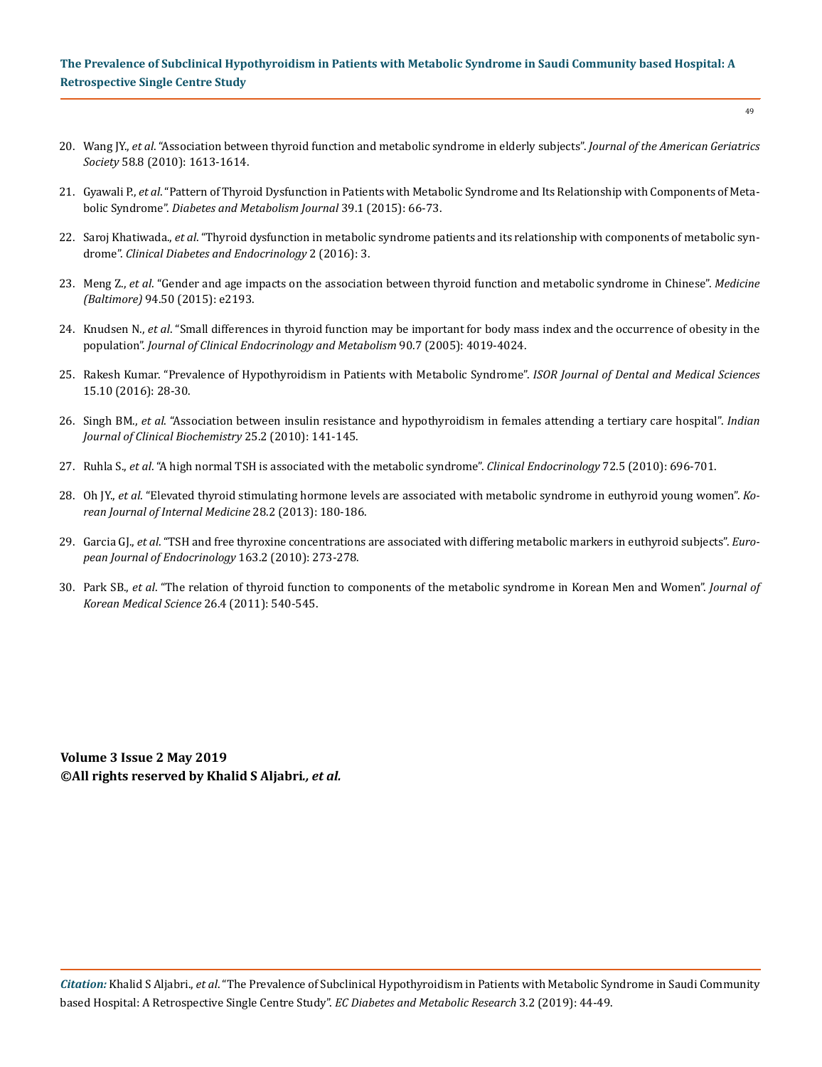20. Wang JY., *et al*. "Association between thyroid function and metabolic syndrome in elderly subjects". *Journal of the American Geriatrics Society* 58.8 (2010): 1613-1614.

21. Gyawali P., *et al*. "Pattern of Thyroid Dysfunction in Patients with Metabolic Syndrome and Its Relationship with Components of Metabolic Syndrome". *Diabetes and Metabolism Journal* 39.1 (2015): 66-73.

22. Saroj Khatiwada., *et al*. "Thyroid dysfunction in metabolic syndrome patients and its relationship with components of metabolic syndrome". *Clinical Diabetes and Endocrinology* 2 (2016): 3.

23. Meng Z., *et al*. "Gender and age impacts on the association between thyroid function and metabolic syndrome in Chinese". *Medicine (Baltimore)* 94.50 (2015): e2193.

24. Knudsen N., *et al*. "Small differences in thyroid function may be important for body mass index and the occurrence of obesity in the population". *Journal of Clinical Endocrinology and Metabolism* 90.7 (2005): 4019-4024.

25. Rakesh Kumar. "Prevalence of Hypothyroidism in Patients with Metabolic Syndrome". *ISOR Journal of Dental and Medical Sciences* 15.10 (2016): 28-30.

26. Singh BM., *et al*. "Association between insulin resistance and hypothyroidism in females attending a tertiary care hospital". *Indian Journal of Clinical Biochemistry* 25.2 (2010): 141-145.

27. Ruhla S., *et al*. "A high normal TSH is associated with the metabolic syndrome". *Clinical Endocrinology* 72.5 (2010): 696-701.

28. Oh JY., *et al*. "Elevated thyroid stimulating hormone levels are associated with metabolic syndrome in euthyroid young women". *Korean Journal of Internal Medicine* 28.2 (2013): 180-186.

29. Garcia GJ., *et al*. "TSH and free thyroxine concentrations are associated with differing metabolic markers in euthyroid subjects". *European Journal of Endocrinology* 163.2 (2010): 273-278.

30. Park SB., *et al*. "The relation of thyroid function to components of the metabolic syndrome in Korean Men and Women". *Journal of Korean Medical Science* 26.4 (2011): 540-545.

**Volume 3 Issue 2 May 2019**
**©All rights reserved by Khalid S Aljabri., *et al.***